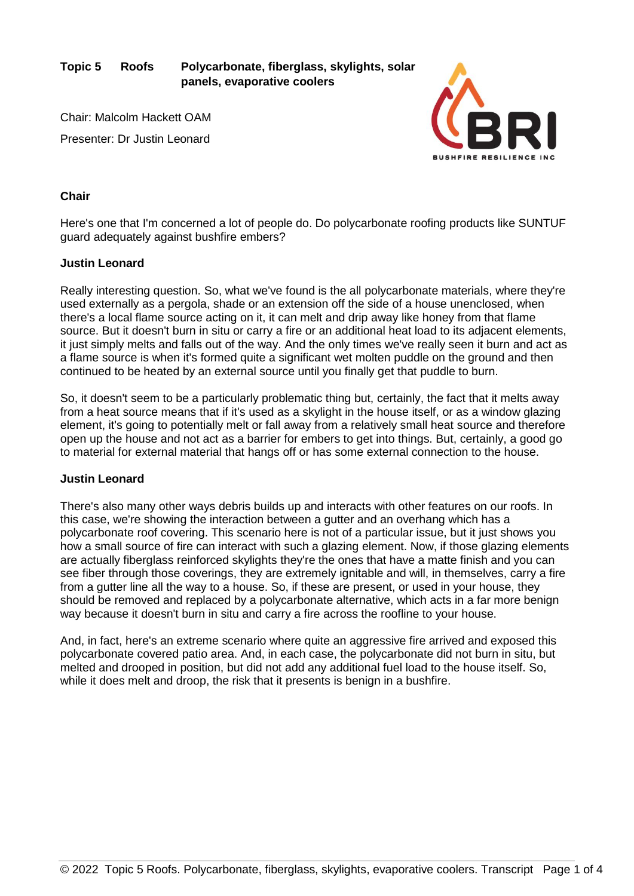**Topic 5 Roofs Polycarbonate, fiberglass, skylights, solar panels, evaporative coolers**

Chair: Malcolm Hackett OAM

Presenter: Dr Justin Leonard

**Chair**

Here's one that I'm concerned a lot of people do. Do polycarbonate roofing products like SUNTUF guard adequately against bushfire embers?

**Justin Leonard**

Really interesting question. So, what we've found is the all polycarbonate materials, where they're used externally as a pergola, shade or an extension off the side of a house unenclosed, when there's a local flame source acting on it, it can melt and drip away like honey from that flame source. But it doesn't burn in situ or carry a fire or an additional heat load to its adjacent elements, it just simply melts and falls out of the way. And the only times we've really seen it burn and act as a flame source is when it's formed quite a significant wet molten puddle on the ground and then continued to be heated by an external source until you finally get that puddle to burn.

So, it doesn't seem to be a particularly problematic thing but, certainly, the fact that it melts away from a heat source means that if it's used as a skylight in the house itself, or as a window glazing element, it's going to potentially melt or fall away from a relatively small heat source and therefore open up the house and not act as a barrier for embers to get into things. But, certainly, a good go to material for external material that hangs off or has some external connection to the house.

**Justin Leonard**

There's also many other ways debris builds up and interacts with other features on our roofs. In this case, we're showing the interaction between a gutter and an overhang which has a polycarbonate roof covering. This scenario here is not of a particular issue, but it just shows you how a small source of fire can interact with such a glazing element. Now, if those glazing elements are actually fiberglass reinforced skylights they're the ones that have a matte finish and you can see fiber through those coverings, they are extremely ignitable and will, in themselves, carry a fire from a gutter line all the way to a house. So, if these are present, or used in your house, they should be removed and replaced by a polycarbonate alternative, which acts in a far more benign way because it doesn't burn in situ and carry a fire across the roofline to your house.

And, in fact, here's an extreme scenario where quite an aggressive fire arrived and exposed this polycarbonate covered patio area. And, in each case, the polycarbonate did not burn in situ, but melted and drooped in position, but did not add any additional fuel load to the house itself. So, while it does melt and droop, the risk that it presents is benign in a bushfire.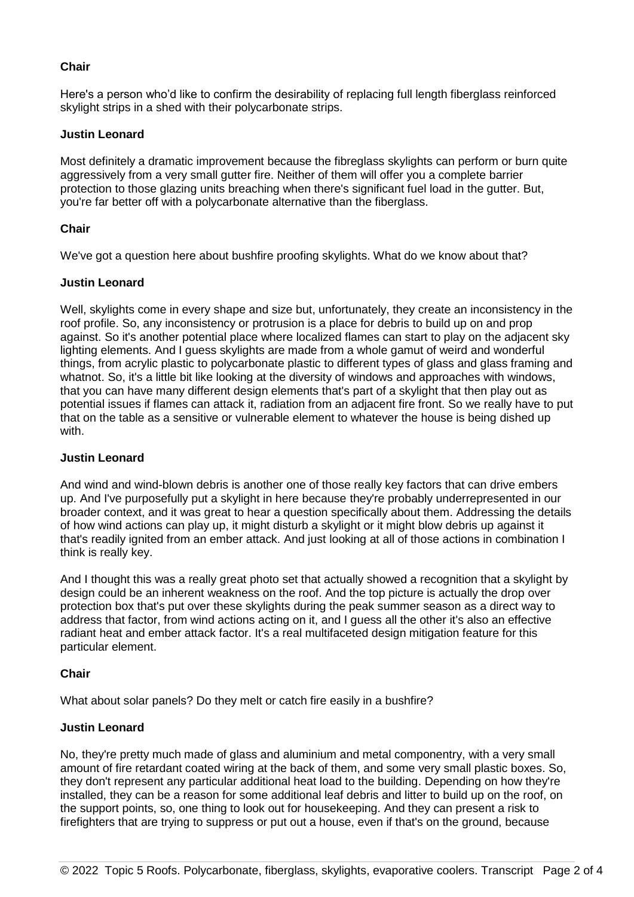**Chair**

Here's a person who'd like to confirm the desirability of replacing full length fiberglass reinforced skylight strips in a shed with their polycarbonate strips.

**Justin Leonard**

Most definitely a dramatic improvement because the fibreglass skylights can perform or burn quite aggressively from a very small gutter fire. Neither of them will offer you a complete barrier protection to those glazing units breaching when there's significant fuel load in the gutter. But, you're far better off with a polycarbonate alternative than the fiberglass.

**Chair**

We've got a question here about bushfire proofing skylights. What do we know about that?

**Justin Leonard**

Well, skylights come in every shape and size but, unfortunately, they create an inconsistency in the roof profile. So, any inconsistency or protrusion is a place for debris to build up on and prop against. So it's another potential place where localized flames can start to play on the adjacent sky lighting elements. And I guess skylights are made from a whole gamut of weird and wonderful things, from acrylic plastic to polycarbonate plastic to different types of glass and glass framing and whatnot. So, it's a little bit like looking at the diversity of windows and approaches with windows, that you can have many different design elements that's part of a skylight that then play out as potential issues if flames can attack it, radiation from an adjacent fire front. So we really have to put that on the table as a sensitive or vulnerable element to whatever the house is being dished up with.

**Justin Leonard**

And wind and wind-blown debris is another one of those really key factors that can drive embers up. And I've purposefully put a skylight in here because they're probably underrepresented in our broader context, and it was great to hear a question specifically about them. Addressing the details of how wind actions can play up, it might disturb a skylight or it might blow debris up against it that's readily ignited from an ember attack. And just looking at all of those actions in combination I think is really key.

And I thought this was a really great photo set that actually showed a recognition that a skylight by design could be an inherent weakness on the roof. And the top picture is actually the drop over protection box that's put over these skylights during the peak summer season as a direct way to address that factor, from wind actions acting on it, and I guess all the other it's also an effective radiant heat and ember attack factor. It's a real multifaceted design mitigation feature for this particular element.

**Chair**

What about solar panels? Do they melt or catch fire easily in a bushfire?

**Justin Leonard**

No, they're pretty much made of glass and aluminium and metal componentry, with a very small amount of fire retardant coated wiring at the back of them, and some very small plastic boxes. So, they don't represent any particular additional heat load to the building. Depending on how they're installed, they can be a reason for some additional leaf debris and litter to build up on the roof, on the support points, so, one thing to look out for housekeeping. And they can present a risk to firefighters that are trying to suppress or put out a house, even if that's on the ground, because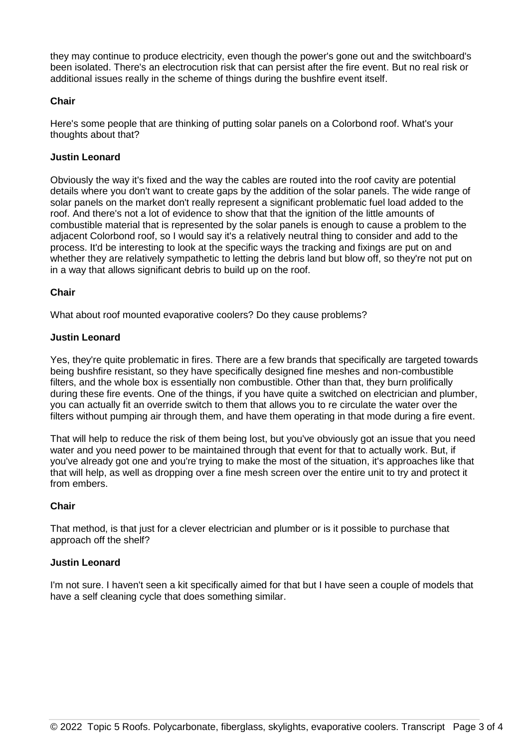they may continue to produce electricity, even though the power's gone out and the switchboard's been isolated. There's an electrocution risk that can persist after the fire event. But no real risk or additional issues really in the scheme of things during the bushfire event itself.

**Chair**

Here's some people that are thinking of putting solar panels on a Colorbond roof. What's your thoughts about that?

**Justin Leonard**

Obviously the way it's fixed and the way the cables are routed into the roof cavity are potential details where you don't want to create gaps by the addition of the solar panels. The wide range of solar panels on the market don't really represent a significant problematic fuel load added to the roof. And there's not a lot of evidence to show that that the ignition of the little amounts of combustible material that is represented by the solar panels is enough to cause a problem to the adjacent Colorbond roof, so I would say it's a relatively neutral thing to consider and add to the process. It'd be interesting to look at the specific ways the tracking and fixings are put on and whether they are relatively sympathetic to letting the debris land but blow off, so they're not put on in a way that allows significant debris to build up on the roof.

**Chair**

What about roof mounted evaporative coolers? Do they cause problems?

**Justin Leonard**

Yes, they're quite problematic in fires. There are a few brands that specifically are targeted towards being bushfire resistant, so they have specifically designed fine meshes and non-combustible filters, and the whole box is essentially non combustible. Other than that, they burn prolifically during these fire events. One of the things, if you have quite a switched on electrician and plumber, you can actually fit an override switch to them that allows you to re circulate the water over the filters without pumping air through them, and have them operating in that mode during a fire event.

That will help to reduce the risk of them being lost, but you've obviously got an issue that you need water and you need power to be maintained through that event for that to actually work. But, if you've already got one and you're trying to make the most of the situation, it's approaches like that that will help, as well as dropping over a fine mesh screen over the entire unit to try and protect it from embers.

**Chair**

That method, is that just for a clever electrician and plumber or is it possible to purchase that approach off the shelf?

**Justin Leonard**

I'm not sure. I haven't seen a kit specifically aimed for that but I have seen a couple of models that have a self cleaning cycle that does something similar.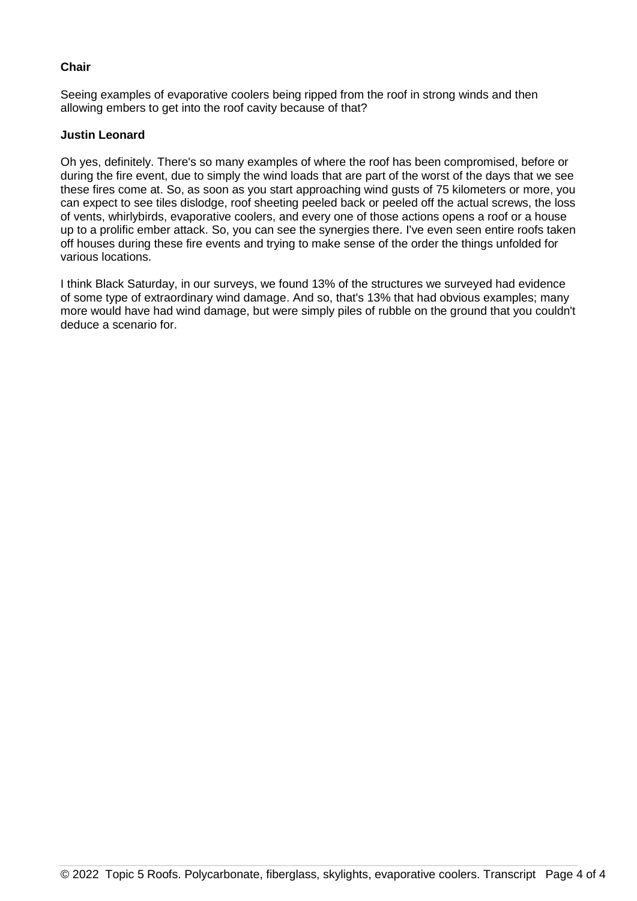**Chair**

Seeing examples of evaporative coolers being ripped from the roof in strong winds and then allowing embers to get into the roof cavity because of that?

**Justin Leonard**

Oh yes, definitely. There's so many examples of where the roof has been compromised, before or during the fire event, due to simply the wind loads that are part of the worst of the days that we see these fires come at. So, as soon as you start approaching wind gusts of 75 kilometers or more, you can expect to see tiles dislodge, roof sheeting peeled back or peeled off the actual screws, the loss of vents, whirlybirds, evaporative coolers, and every one of those actions opens a roof or a house up to a prolific ember attack. So, you can see the synergies there. I've even seen entire roofs taken off houses during these fire events and trying to make sense of the order the things unfolded for various locations.

I think Black Saturday, in our surveys, we found 13% of the structures we surveyed had evidence of some type of extraordinary wind damage. And so, that's 13% that had obvious examples; many more would have had wind damage, but were simply piles of rubble on the ground that you couldn't deduce a scenario for.